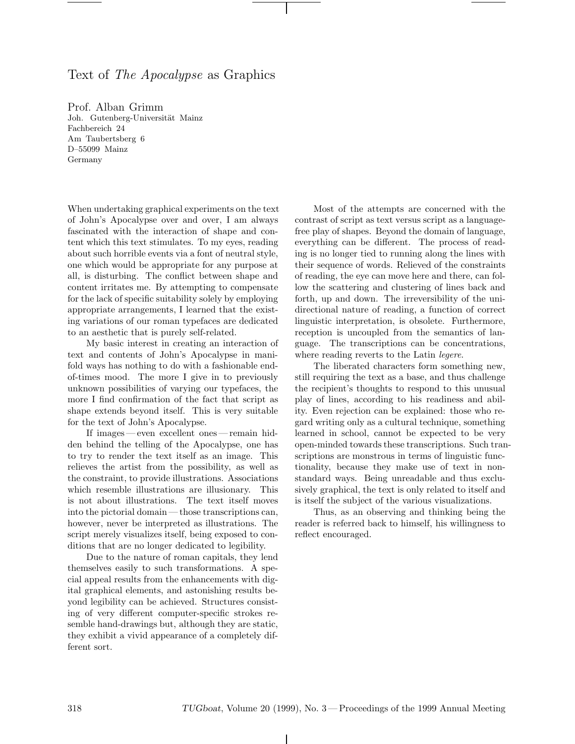# Text of *The Apocalypse* as Graphics

Prof. Alban Grimm
Joh. Gutenberg-Universität Mainz
Fachbereich 24
Am Taubertsberg 6
D–55099 Mainz
Germany

When undertaking graphical experiments on the text of John's Apocalypse over and over, I am always fascinated with the interaction of shape and content which this text stimulates. To my eyes, reading about such horrible events via a font of neutral style, one which would be appropriate for any purpose at all, is disturbing. The conflict between shape and content irritates me. By attempting to compensate for the lack of specific suitability solely by employing appropriate arrangements, I learned that the existing variations of our roman typefaces are dedicated to an aesthetic that is purely self-related.

My basic interest in creating an interaction of text and contents of John's Apocalypse in manifold ways has nothing to do with a fashionable end-of-times mood. The more I give in to previously unknown possibilities of varying our typefaces, the more I find confirmation of the fact that script as shape extends beyond itself. This is very suitable for the text of John's Apocalypse.

If images — even excellent ones — remain hidden behind the telling of the Apocalypse, one has to try to render the text itself as an image. This relieves the artist from the possibility, as well as the constraint, to provide illustrations. Associations which resemble illustrations are illusionary. This is not about illustrations. The text itself moves into the pictorial domain — those transcriptions can, however, never be interpreted as illustrations. The script merely visualizes itself, being exposed to conditions that are no longer dedicated to legibility.

Due to the nature of roman capitals, they lend themselves easily to such transformations. A special appeal results from the enhancements with digital graphical elements, and astonishing results beyond legibility can be achieved. Structures consisting of very different computer-specific strokes resemble hand-drawings but, although they are static, they exhibit a vivid appearance of a completely different sort.

Most of the attempts are concerned with the contrast of script as text versus script as a language-free play of shapes. Beyond the domain of language, everything can be different. The process of reading is no longer tied to running along the lines with their sequence of words. Relieved of the constraints of reading, the eye can move here and there, can follow the scattering and clustering of lines back and forth, up and down. The irreversibility of the unidirectional nature of reading, a function of correct linguistic interpretation, is obsolete. Furthermore, reception is uncoupled from the semantics of language. The transcriptions can be concentrations, where reading reverts to the Latin *legere*.

The liberated characters form something new, still requiring the text as a base, and thus challenge the recipient's thoughts to respond to this unusual play of lines, according to his readiness and ability. Even rejection can be explained: those who regard writing only as a cultural technique, something learned in school, cannot be expected to be very open-minded towards these transcriptions. Such transcriptions are monstrous in terms of linguistic functionality, because they make use of text in non-standard ways. Being unreadable and thus exclusively graphical, the text is only related to itself and is itself the subject of the various visualizations.

Thus, as an observing and thinking being the reader is referred back to himself, his willingness to reflect encouraged.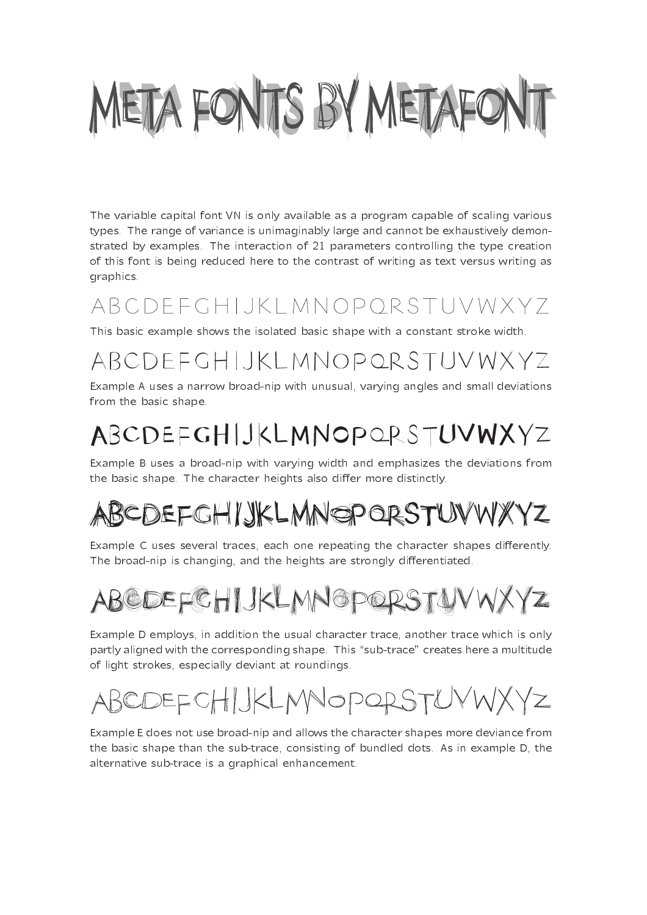# META FONTS BY METAFONT

The variable capital font VN is only available as a program capable of scaling various types. The range of variance is unimaginably large and cannot be exhaustively demonstrated by examples. The interaction of 21 parameters controlling the type creation of this font is being reduced here to the contrast of writing as text versus writing as graphics.

ABCDEFGHIJKLMNOPQRSTUVWXYZ

This basic example shows the isolated basic shape with a constant stroke width.

ABCDEFGHIJKLMNOPQRSTUVWXYZ

Example A uses a narrow broad-nip with unusual, varying angles and small deviations from the basic shape.

ABCDEFGHIJKLMNOPQRSTUVWXYZ

Example B uses a broad-nip with varying width and emphasizes the deviations from the basic shape. The character heights also differ more distinctly.

ABCDEFGHIJKLMNOPQRSTUVWXYZ

Example C uses several traces, each one repeating the character shapes differently. The broad-nip is changing, and the heights are strongly differentiated.

ABCDEFGHIJKLMNOPQRSTUVWXYZ

Example D employs, in addition the usual character trace, another trace which is only partly aligned with the corresponding shape. This "sub-trace" creates here a multitude of light strokes, especially deviant at roundings.

ABCDEFGHIJKLMNOPQRSTUVWXYZ

Example E does not use broad-nip and allows the character shapes more deviance from the basic shape than the sub-trace, consisting of bundled dots. As in example D, the alternative sub-trace is a graphical enhancement.